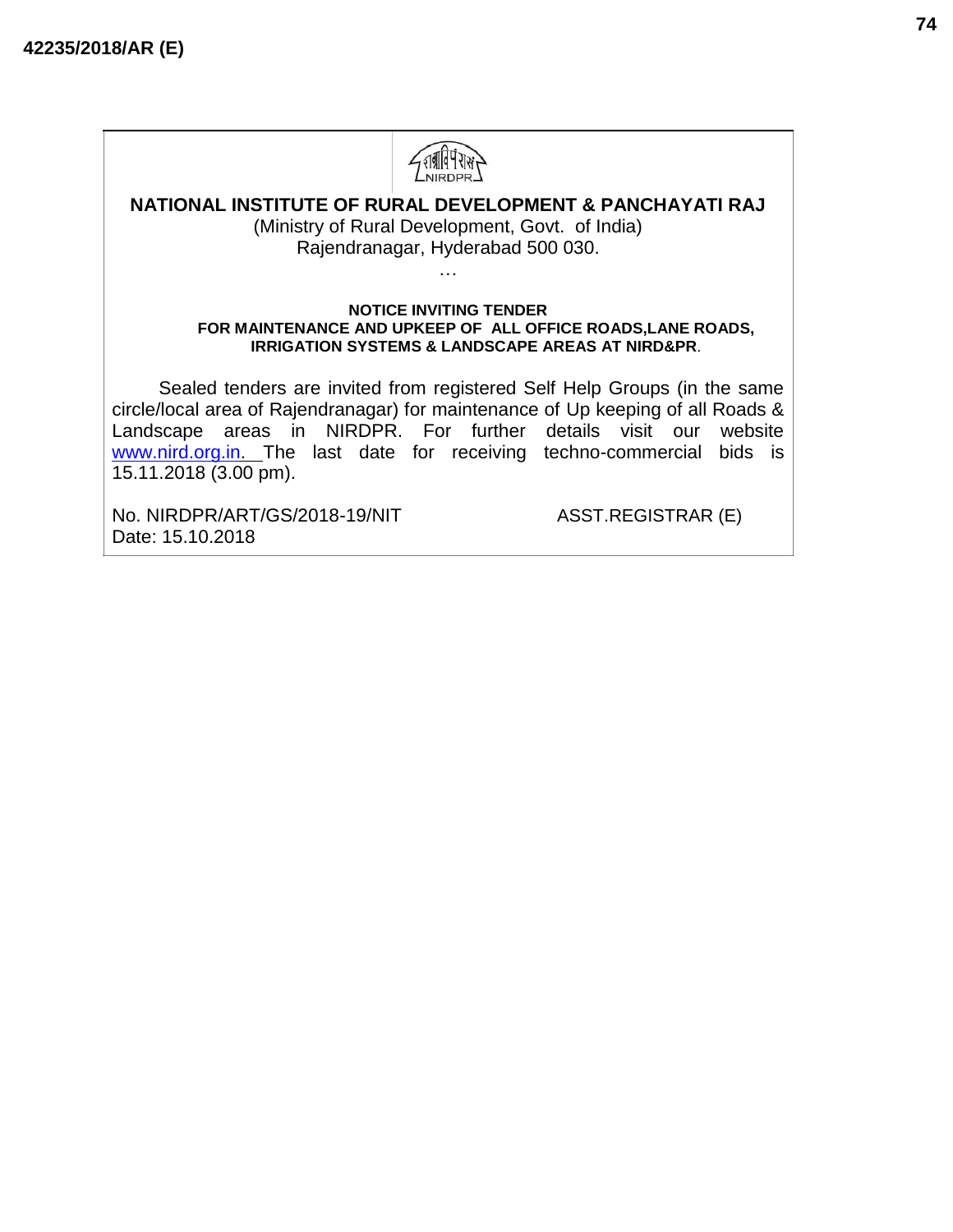42235/2018/AR (E)

# NATIONAL INSTITUTE OF RURAL DEVELOPMENT & PANCHAYATI RAJ

(Ministry of Rural Development, Govt. of India)
Rajendranagar, Hyderabad 500 030.

…

**NOTICE INVITING TENDER**
**FOR MAINTENANCE AND UPKEEP OF ALL OFFICE ROADS,LANE ROADS, IRRIGATION SYSTEMS & LANDSCAPE AREAS AT NIRD&PR.**

Sealed tenders are invited from registered Self Help Groups (in the same circle/local area of Rajendranagar) for maintenance of Up keeping of all Roads & Landscape areas in NIRDPR. For further details visit our website www.nird.org.in. The last date for receiving techno-commercial bids is 15.11.2018 (3.00 pm).

No. NIRDPR/ART/GS/2018-19/NIT
Date: 15.10.2018

ASST.REGISTRAR (E)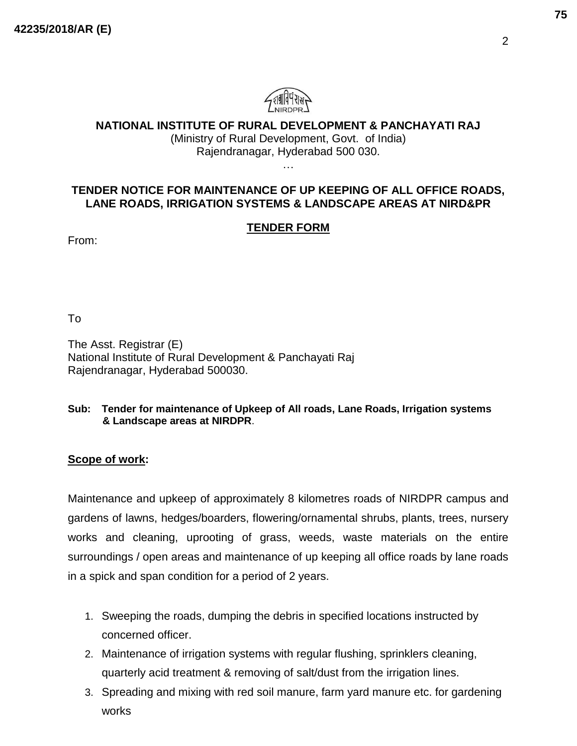42235/2018/AR (E)

**NATIONAL INSTITUTE OF RURAL DEVELOPMENT & PANCHAYATI RAJ**
(Ministry of Rural Development, Govt. of India)
Rajendranagar, Hyderabad 500 030.
…

## TENDER NOTICE FOR MAINTENANCE OF UP KEEPING OF ALL OFFICE ROADS, LANE ROADS, IRRIGATION SYSTEMS & LANDSCAPE AREAS AT NIRD&PR

### TENDER FORM

From:

To

The Asst. Registrar (E)
National Institute of Rural Development & Panchayati Raj
Rajendranagar, Hyderabad 500030.

**Sub: Tender for maintenance of Upkeep of All roads, Lane Roads, Irrigation systems & Landscape areas at NIRDPR**.

**Scope of work:**

Maintenance and upkeep of approximately 8 kilometres roads of NIRDPR campus and gardens of lawns, hedges/boarders, flowering/ornamental shrubs, plants, trees, nursery works and cleaning, uprooting of grass, weeds, waste materials on the entire surroundings / open areas and maintenance of up keeping all office roads by lane roads in a spick and span condition for a period of 2 years.

1. Sweeping the roads, dumping the debris in specified locations instructed by concerned officer.
2. Maintenance of irrigation systems with regular flushing, sprinklers cleaning, quarterly acid treatment & removing of salt/dust from the irrigation lines.
3. Spreading and mixing with red soil manure, farm yard manure etc. for gardening works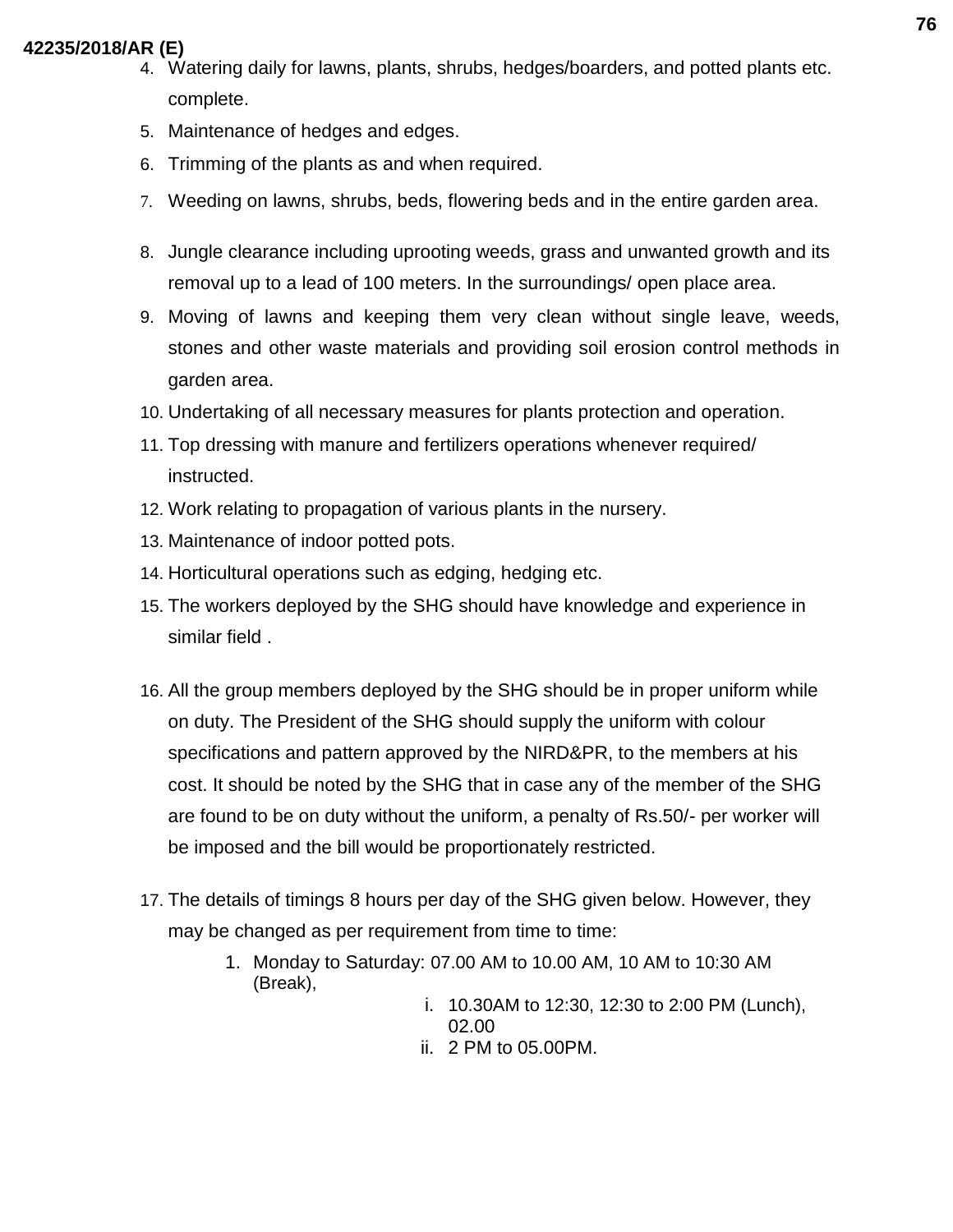4. Watering daily for lawns, plants, shrubs, hedges/boarders, and potted plants etc. complete.
5. Maintenance of hedges and edges.
6. Trimming of the plants as and when required.
7. Weeding on lawns, shrubs, beds, flowering beds and in the entire garden area.
8. Jungle clearance including uprooting weeds, grass and unwanted growth and its removal up to a lead of 100 meters. In the surroundings/ open place area.
9. Moving of lawns and keeping them very clean without single leave, weeds, stones and other waste materials and providing soil erosion control methods in garden area.
10. Undertaking of all necessary measures for plants protection and operation.
11. Top dressing with manure and fertilizers operations whenever required/ instructed.
12. Work relating to propagation of various plants in the nursery.
13. Maintenance of indoor potted pots.
14. Horticultural operations such as edging, hedging etc.
15. The workers deployed by the SHG should have knowledge and experience in similar field .
16. All the group members deployed by the SHG should be in proper uniform while on duty. The President of the SHG should supply the uniform with colour specifications and pattern approved by the NIRD&PR, to the members at his cost. It should be noted by the SHG that in case any of the member of the SHG are found to be on duty without the uniform, a penalty of Rs.50/- per worker will be imposed and the bill would be proportionately restricted.
17. The details of timings 8 hours per day of the SHG given below. However, they may be changed as per requirement from time to time:
    1. Monday to Saturday: 07.00 AM to 10.00 AM, 10 AM to 10:30 AM (Break),
        - i. 10.30AM to 12:30, 12:30 to 2:00 PM (Lunch), 02.00
        - ii. 2 PM to 05.00PM.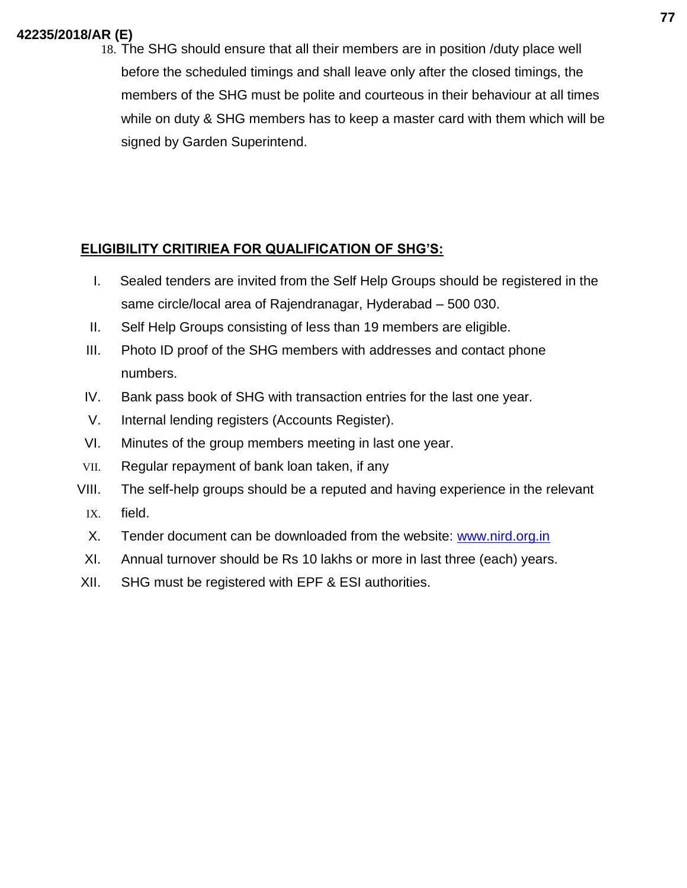18. The SHG should ensure that all their members are in position /duty place well before the scheduled timings and shall leave only after the closed timings, the members of the SHG must be polite and courteous in their behaviour at all times while on duty & SHG members has to keep a master card with them which will be signed by Garden Superintend.

**ELIGIBILITY CRITIRIEA FOR QUALIFICATION OF SHG'S:**

I. Sealed tenders are invited from the Self Help Groups should be registered in the same circle/local area of Rajendranagar, Hyderabad – 500 030.

II. Self Help Groups consisting of less than 19 members are eligible.

III. Photo ID proof of the SHG members with addresses and contact phone numbers.

IV. Bank pass book of SHG with transaction entries for the last one year.

V. Internal lending registers (Accounts Register).

VI. Minutes of the group members meeting in last one year.

VII. Regular repayment of bank loan taken, if any

VIII. The self-help groups should be a reputed and having experience in the relevant

IX. field.

X. Tender document can be downloaded from the website: www.nird.org.in

XI. Annual turnover should be Rs 10 lakhs or more in last three (each) years.

XII. SHG must be registered with EPF & ESI authorities.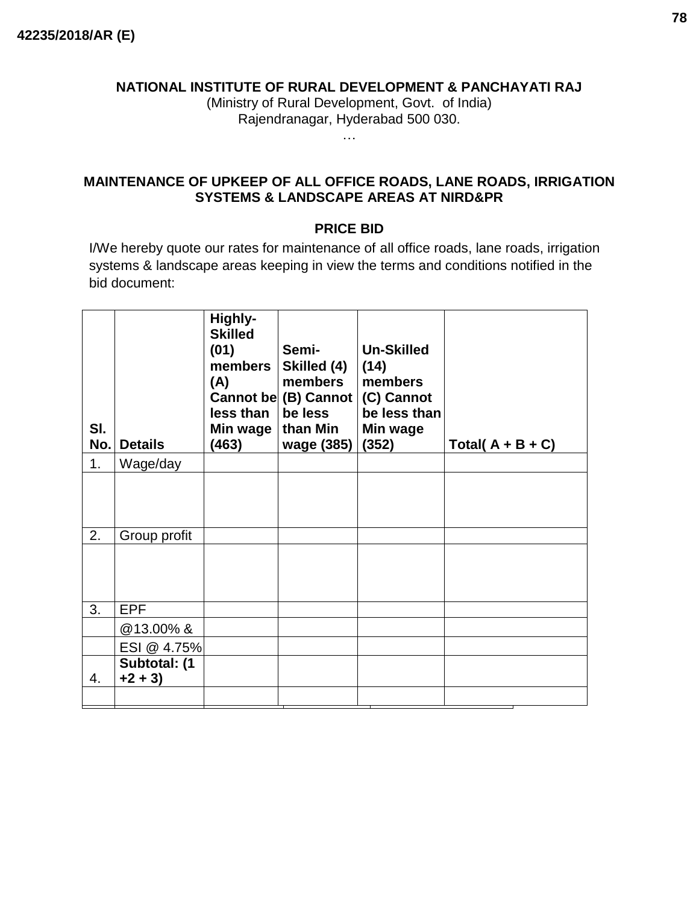42235/2018/AR (E)

**NATIONAL INSTITUTE OF RURAL DEVELOPMENT & PANCHAYATI RAJ**

(Ministry of Rural Development, Govt. of India)

Rajendranagar, Hyderabad 500 030.

…

## MAINTENANCE OF UPKEEP OF ALL OFFICE ROADS, LANE ROADS, IRRIGATION SYSTEMS & LANDSCAPE AREAS AT NIRD&PR

### PRICE BID

I/We hereby quote our rates for maintenance of all office roads, lane roads, irrigation systems & landscape areas keeping in view the terms and conditions notified in the bid document:

| Sl. No. | Details | Highly-Skilled (01) members (A) Cannot be less than Min wage (463) | Semi-Skilled (4) members (B) Cannot be less than Min wage (385) | Un-Skilled (14) members (C) Cannot be less than Min wage (352) | Total( A + B + C) |
|---|---|---|---|---|---|
| 1. | Wage/day | | | | |
| | | | | | |
| 2. | Group profit | | | | |
| | | | | | |
| 3. | EPF | | | | |
| | @13.00% & | | | | |
| | ESI @ 4.75% | | | | |
| 4. | **Subtotal: (1 +2 + 3)** | | | | |
| | | | | | |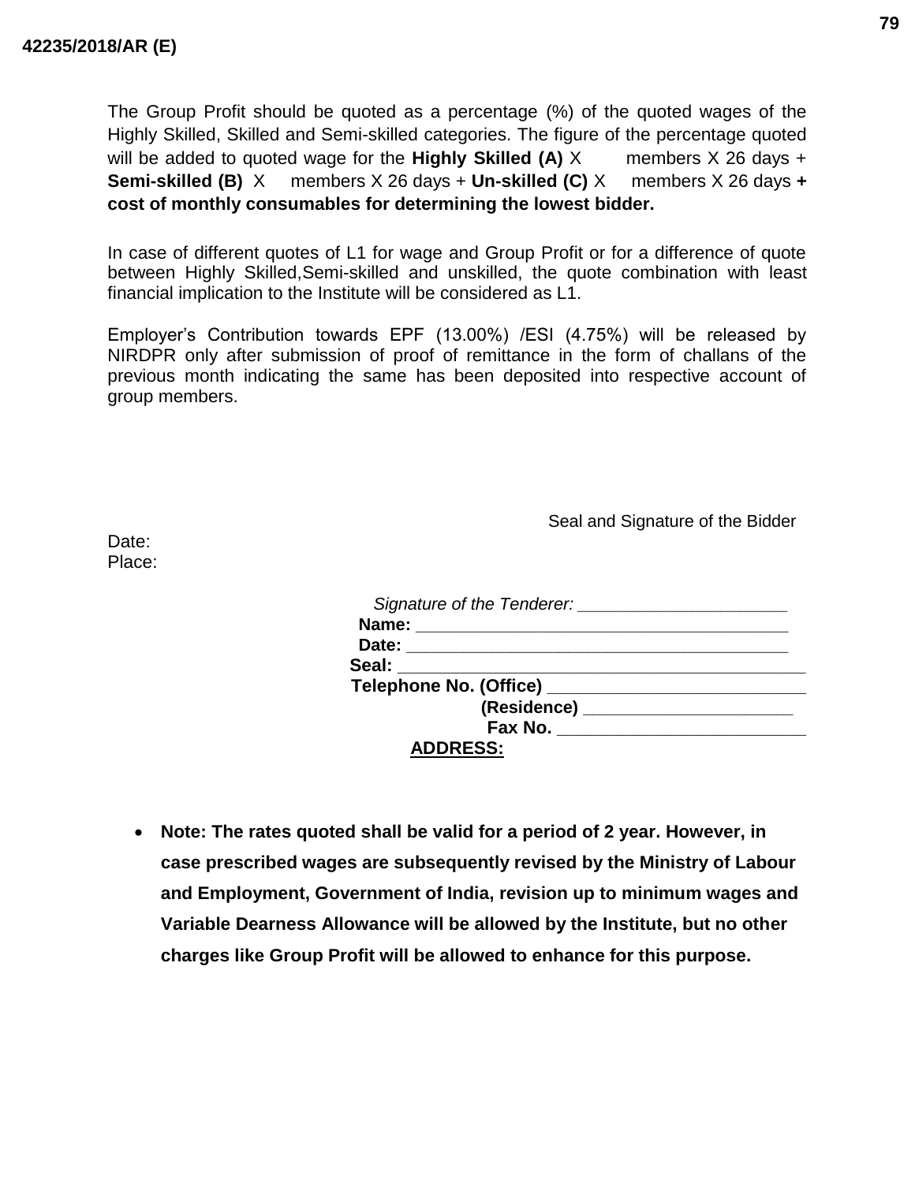The Group Profit should be quoted as a percentage (%) of the quoted wages of the Highly Skilled, Skilled and Semi-skilled categories. The figure of the percentage quoted will be added to quoted wage for the **Highly Skilled (A)** X members X 26 days + **Semi-skilled (B)** X members X 26 days + **Un-skilled (C)** X members X 26 days **+ cost of monthly consumables for determining the lowest bidder.**

In case of different quotes of L1 for wage and Group Profit or for a difference of quote between Highly Skilled,Semi-skilled and unskilled, the quote combination with least financial implication to the Institute will be considered as L1.

Employer's Contribution towards EPF (13.00%) /ESI (4.75%) will be released by NIRDPR only after submission of proof of remittance in the form of challans of the previous month indicating the same has been deposited into respective account of group members.

Seal and Signature of the Bidder

Date:
Place:

*Signature of the Tenderer:* ______________________
**Name:** ________________________________________
**Date:** ________________________________________
**Seal:** ___________________________________________
**Telephone No. (Office)** __________________________
**(Residence)** ______________________
**Fax No.** _________________________
**ADDRESS:**

- **Note: The rates quoted shall be valid for a period of 2 year. However, in case prescribed wages are subsequently revised by the Ministry of Labour and Employment, Government of India, revision up to minimum wages and Variable Dearness Allowance will be allowed by the Institute, but no other charges like Group Profit will be allowed to enhance for this purpose.**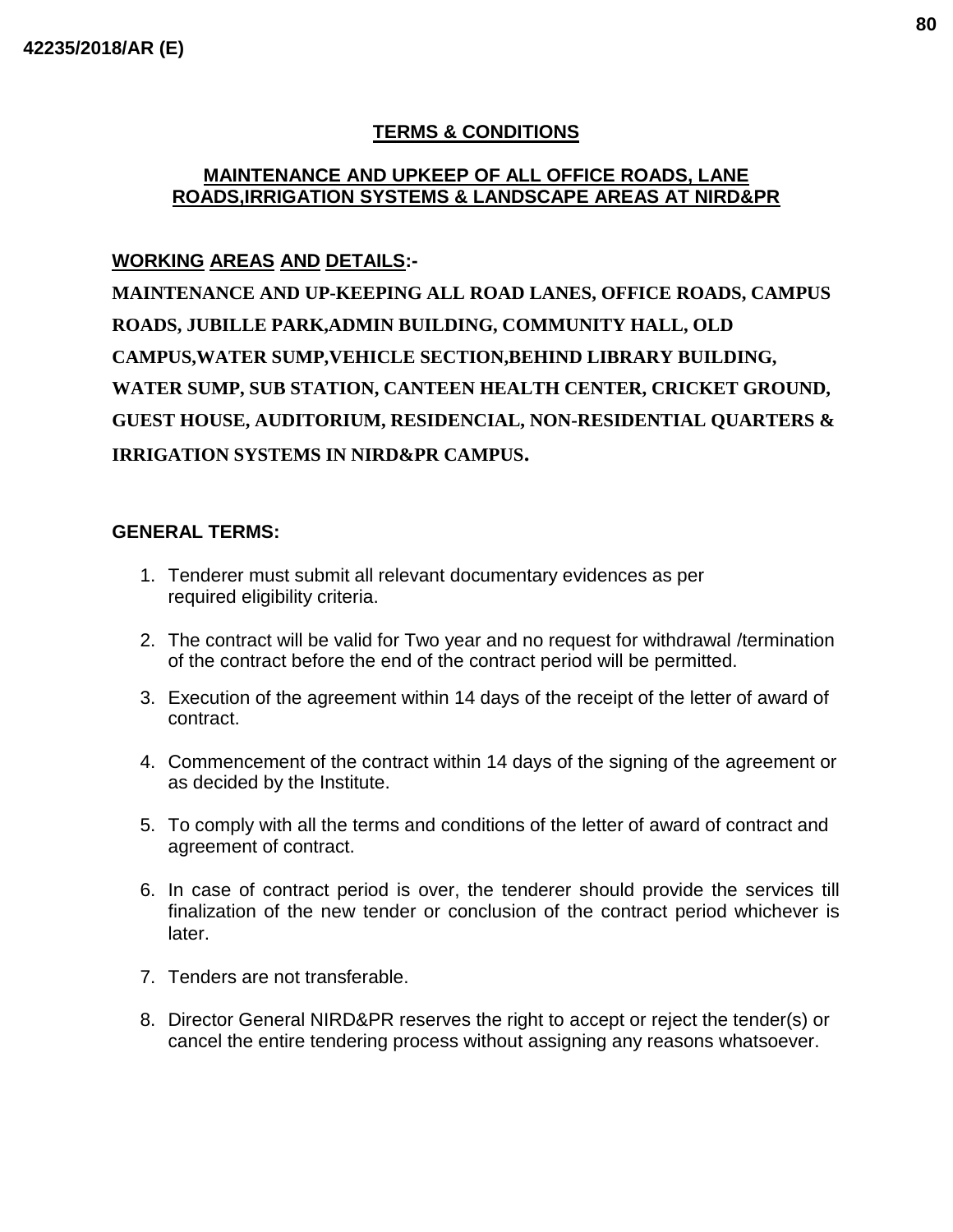## TERMS & CONDITIONS

### MAINTENANCE AND UPKEEP OF ALL OFFICE ROADS, LANE ROADS,IRRIGATION SYSTEMS & LANDSCAPE AREAS AT NIRD&PR

**WORKING AREAS AND DETAILS:-**

**MAINTENANCE AND UP-KEEPING ALL ROAD LANES, OFFICE ROADS, CAMPUS ROADS, JUBILLE PARK,ADMIN BUILDING, COMMUNITY HALL, OLD CAMPUS,WATER SUMP,VEHICLE SECTION,BEHIND LIBRARY BUILDING, WATER SUMP, SUB STATION, CANTEEN HEALTH CENTER, CRICKET GROUND, GUEST HOUSE, AUDITORIUM, RESIDENCIAL, NON-RESIDENTIAL QUARTERS & IRRIGATION SYSTEMS IN NIRD&PR CAMPUS.**

**GENERAL TERMS:**

1. Tenderer must submit all relevant documentary evidences as per required eligibility criteria.
2. The contract will be valid for Two year and no request for withdrawal /termination of the contract before the end of the contract period will be permitted.
3. Execution of the agreement within 14 days of the receipt of the letter of award of contract.
4. Commencement of the contract within 14 days of the signing of the agreement or as decided by the Institute.
5. To comply with all the terms and conditions of the letter of award of contract and agreement of contract.
6. In case of contract period is over, the tenderer should provide the services till finalization of the new tender or conclusion of the contract period whichever is later.
7. Tenders are not transferable.
8. Director General NIRD&PR reserves the right to accept or reject the tender(s) or cancel the entire tendering process without assigning any reasons whatsoever.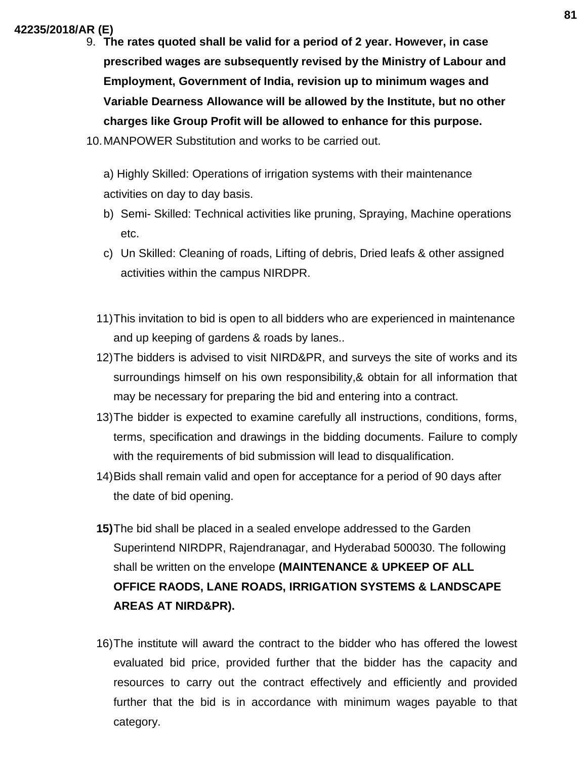9. **The rates quoted shall be valid for a period of 2 year. However, in case prescribed wages are subsequently revised by the Ministry of Labour and Employment, Government of India, revision up to minimum wages and Variable Dearness Allowance will be allowed by the Institute, but no other charges like Group Profit will be allowed to enhance for this purpose.**
10. MANPOWER Substitution and works to be carried out.

    a) Highly Skilled: Operations of irrigation systems with their maintenance activities on day to day basis.
    b) Semi- Skilled: Technical activities like pruning, Spraying, Machine operations etc.
    c) Un Skilled: Cleaning of roads, Lifting of debris, Dried leafs & other assigned activities within the campus NIRDPR.

11) This invitation to bid is open to all bidders who are experienced in maintenance and up keeping of gardens & roads by lanes..

12) The bidders is advised to visit NIRD&PR, and surveys the site of works and its surroundings himself on his own responsibility,& obtain for all information that may be necessary for preparing the bid and entering into a contract.

13) The bidder is expected to examine carefully all instructions, conditions, forms, terms, specification and drawings in the bidding documents. Failure to comply with the requirements of bid submission will lead to disqualification.

14) Bids shall remain valid and open for acceptance for a period of 90 days after the date of bid opening.

**15)** The bid shall be placed in a sealed envelope addressed to the Garden Superintend NIRDPR, Rajendranagar, and Hyderabad 500030. The following shall be written on the envelope **(MAINTENANCE & UPKEEP OF ALL OFFICE RAODS, LANE ROADS, IRRIGATION SYSTEMS & LANDSCAPE AREAS AT NIRD&PR).**

16) The institute will award the contract to the bidder who has offered the lowest evaluated bid price, provided further that the bidder has the capacity and resources to carry out the contract effectively and efficiently and provided further that the bid is in accordance with minimum wages payable to that category.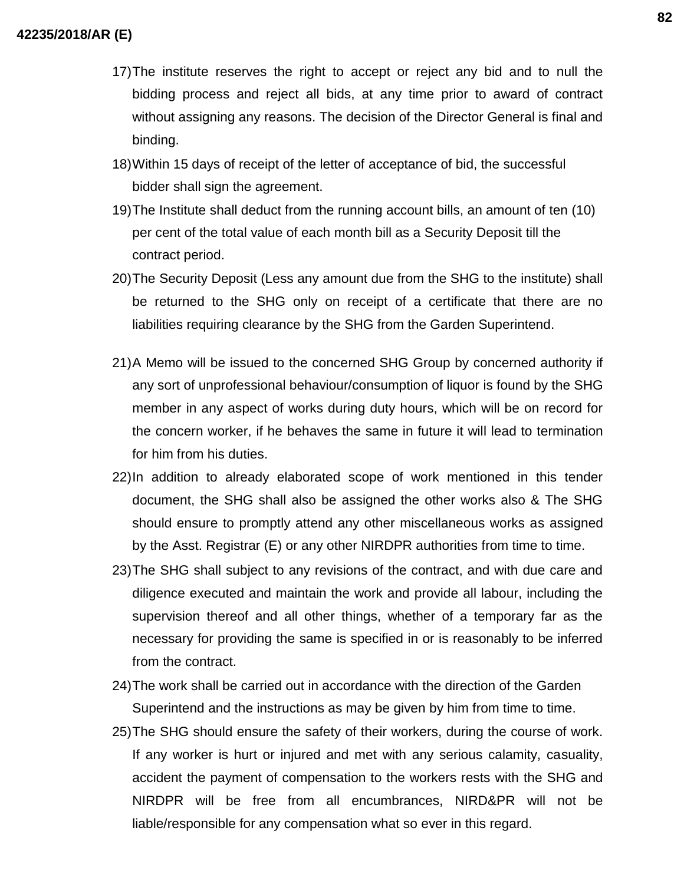17) The institute reserves the right to accept or reject any bid and to null the bidding process and reject all bids, at any time prior to award of contract without assigning any reasons. The decision of the Director General is final and binding.

18) Within 15 days of receipt of the letter of acceptance of bid, the successful bidder shall sign the agreement.

19) The Institute shall deduct from the running account bills, an amount of ten (10) per cent of the total value of each month bill as a Security Deposit till the contract period.

20) The Security Deposit (Less any amount due from the SHG to the institute) shall be returned to the SHG only on receipt of a certificate that there are no liabilities requiring clearance by the SHG from the Garden Superintend.

21) A Memo will be issued to the concerned SHG Group by concerned authority if any sort of unprofessional behaviour/consumption of liquor is found by the SHG member in any aspect of works during duty hours, which will be on record for the concern worker, if he behaves the same in future it will lead to termination for him from his duties.

22) In addition to already elaborated scope of work mentioned in this tender document, the SHG shall also be assigned the other works also & The SHG should ensure to promptly attend any other miscellaneous works as assigned by the Asst. Registrar (E) or any other NIRDPR authorities from time to time.

23) The SHG shall subject to any revisions of the contract, and with due care and diligence executed and maintain the work and provide all labour, including the supervision thereof and all other things, whether of a temporary far as the necessary for providing the same is specified in or is reasonably to be inferred from the contract.

24) The work shall be carried out in accordance with the direction of the Garden Superintend and the instructions as may be given by him from time to time.

25) The SHG should ensure the safety of their workers, during the course of work. If any worker is hurt or injured and met with any serious calamity, casuality, accident the payment of compensation to the workers rests with the SHG and NIRDPR will be free from all encumbrances, NIRD&PR will not be liable/responsible for any compensation what so ever in this regard.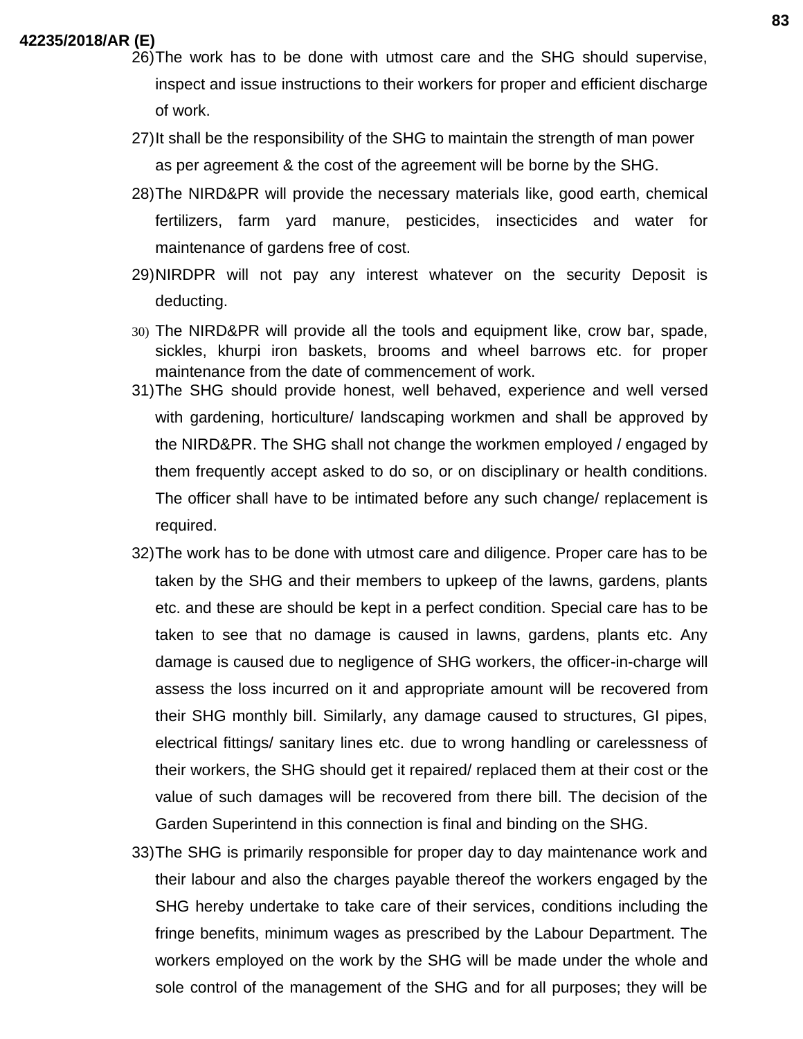26) The work has to be done with utmost care and the SHG should supervise, inspect and issue instructions to their workers for proper and efficient discharge of work.

27) It shall be the responsibility of the SHG to maintain the strength of man power as per agreement & the cost of the agreement will be borne by the SHG.

28) The NIRD&PR will provide the necessary materials like, good earth, chemical fertilizers, farm yard manure, pesticides, insecticides and water for maintenance of gardens free of cost.

29) NIRDPR will not pay any interest whatever on the security Deposit is deducting.

30) The NIRD&PR will provide all the tools and equipment like, crow bar, spade, sickles, khurpi iron baskets, brooms and wheel barrows etc. for proper maintenance from the date of commencement of work.

31) The SHG should provide honest, well behaved, experience and well versed with gardening, horticulture/ landscaping workmen and shall be approved by the NIRD&PR. The SHG shall not change the workmen employed / engaged by them frequently accept asked to do so, or on disciplinary or health conditions. The officer shall have to be intimated before any such change/ replacement is required.

32) The work has to be done with utmost care and diligence. Proper care has to be taken by the SHG and their members to upkeep of the lawns, gardens, plants etc. and these are should be kept in a perfect condition. Special care has to be taken to see that no damage is caused in lawns, gardens, plants etc. Any damage is caused due to negligence of SHG workers, the officer-in-charge will assess the loss incurred on it and appropriate amount will be recovered from their SHG monthly bill. Similarly, any damage caused to structures, GI pipes, electrical fittings/ sanitary lines etc. due to wrong handling or carelessness of their workers, the SHG should get it repaired/ replaced them at their cost or the value of such damages will be recovered from there bill. The decision of the Garden Superintend in this connection is final and binding on the SHG.

33) The SHG is primarily responsible for proper day to day maintenance work and their labour and also the charges payable thereof the workers engaged by the SHG hereby undertake to take care of their services, conditions including the fringe benefits, minimum wages as prescribed by the Labour Department. The workers employed on the work by the SHG will be made under the whole and sole control of the management of the SHG and for all purposes; they will be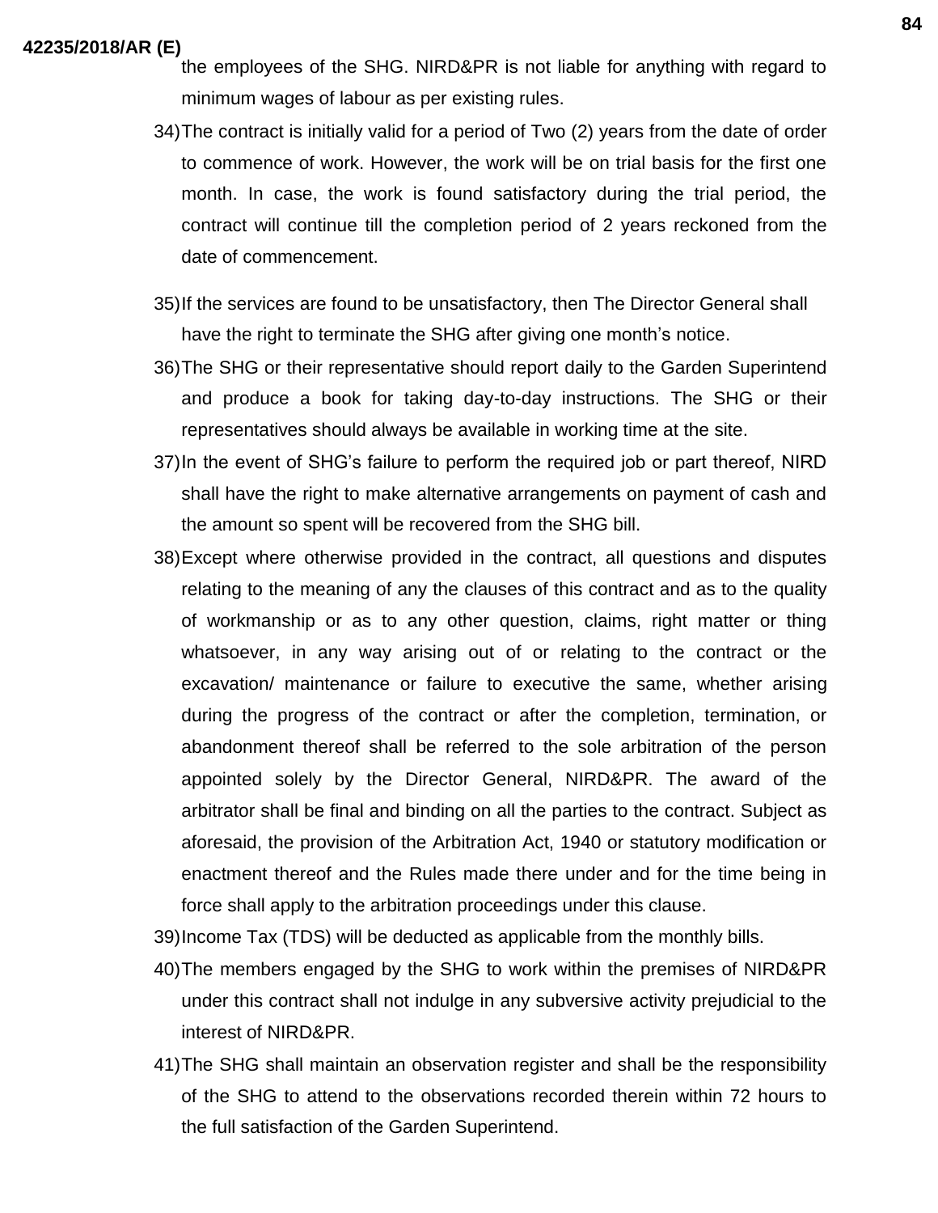the employees of the SHG. NIRD&PR is not liable for anything with regard to minimum wages of labour as per existing rules.

34) The contract is initially valid for a period of Two (2) years from the date of order to commence of work. However, the work will be on trial basis for the first one month. In case, the work is found satisfactory during the trial period, the contract will continue till the completion period of 2 years reckoned from the date of commencement.

35) If the services are found to be unsatisfactory, then The Director General shall have the right to terminate the SHG after giving one month's notice.

36) The SHG or their representative should report daily to the Garden Superintend and produce a book for taking day-to-day instructions. The SHG or their representatives should always be available in working time at the site.

37) In the event of SHG's failure to perform the required job or part thereof, NIRD shall have the right to make alternative arrangements on payment of cash and the amount so spent will be recovered from the SHG bill.

38) Except where otherwise provided in the contract, all questions and disputes relating to the meaning of any the clauses of this contract and as to the quality of workmanship or as to any other question, claims, right matter or thing whatsoever, in any way arising out of or relating to the contract or the excavation/ maintenance or failure to executive the same, whether arising during the progress of the contract or after the completion, termination, or abandonment thereof shall be referred to the sole arbitration of the person appointed solely by the Director General, NIRD&PR. The award of the arbitrator shall be final and binding on all the parties to the contract. Subject as aforesaid, the provision of the Arbitration Act, 1940 or statutory modification or enactment thereof and the Rules made there under and for the time being in force shall apply to the arbitration proceedings under this clause.

39) Income Tax (TDS) will be deducted as applicable from the monthly bills.

40) The members engaged by the SHG to work within the premises of NIRD&PR under this contract shall not indulge in any subversive activity prejudicial to the interest of NIRD&PR.

41) The SHG shall maintain an observation register and shall be the responsibility of the SHG to attend to the observations recorded therein within 72 hours to the full satisfaction of the Garden Superintend.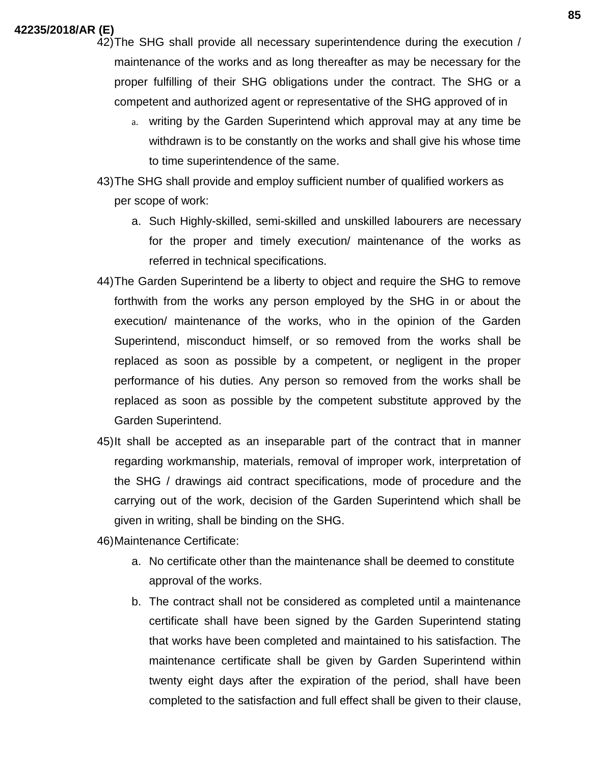42) The SHG shall provide all necessary superintendence during the execution / maintenance of the works and as long thereafter as may be necessary for the proper fulfilling of their SHG obligations under the contract. The SHG or a competent and authorized agent or representative of the SHG approved of in
   a. writing by the Garden Superintend which approval may at any time be withdrawn is to be constantly on the works and shall give his whose time to time superintendence of the same.

43) The SHG shall provide and employ sufficient number of qualified workers as per scope of work:
   a. Such Highly-skilled, semi-skilled and unskilled labourers are necessary for the proper and timely execution/ maintenance of the works as referred in technical specifications.

44) The Garden Superintend be a liberty to object and require the SHG to remove forthwith from the works any person employed by the SHG in or about the execution/ maintenance of the works, who in the opinion of the Garden Superintend, misconduct himself, or so removed from the works shall be replaced as soon as possible by a competent, or negligent in the proper performance of his duties. Any person so removed from the works shall be replaced as soon as possible by the competent substitute approved by the Garden Superintend.

45) It shall be accepted as an inseparable part of the contract that in manner regarding workmanship, materials, removal of improper work, interpretation of the SHG / drawings aid contract specifications, mode of procedure and the carrying out of the work, decision of the Garden Superintend which shall be given in writing, shall be binding on the SHG.

46) Maintenance Certificate:
   a. No certificate other than the maintenance shall be deemed to constitute approval of the works.
   b. The contract shall not be considered as completed until a maintenance certificate shall have been signed by the Garden Superintend stating that works have been completed and maintained to his satisfaction. The maintenance certificate shall be given by Garden Superintend within twenty eight days after the expiration of the period, shall have been completed to the satisfaction and full effect shall be given to their clause,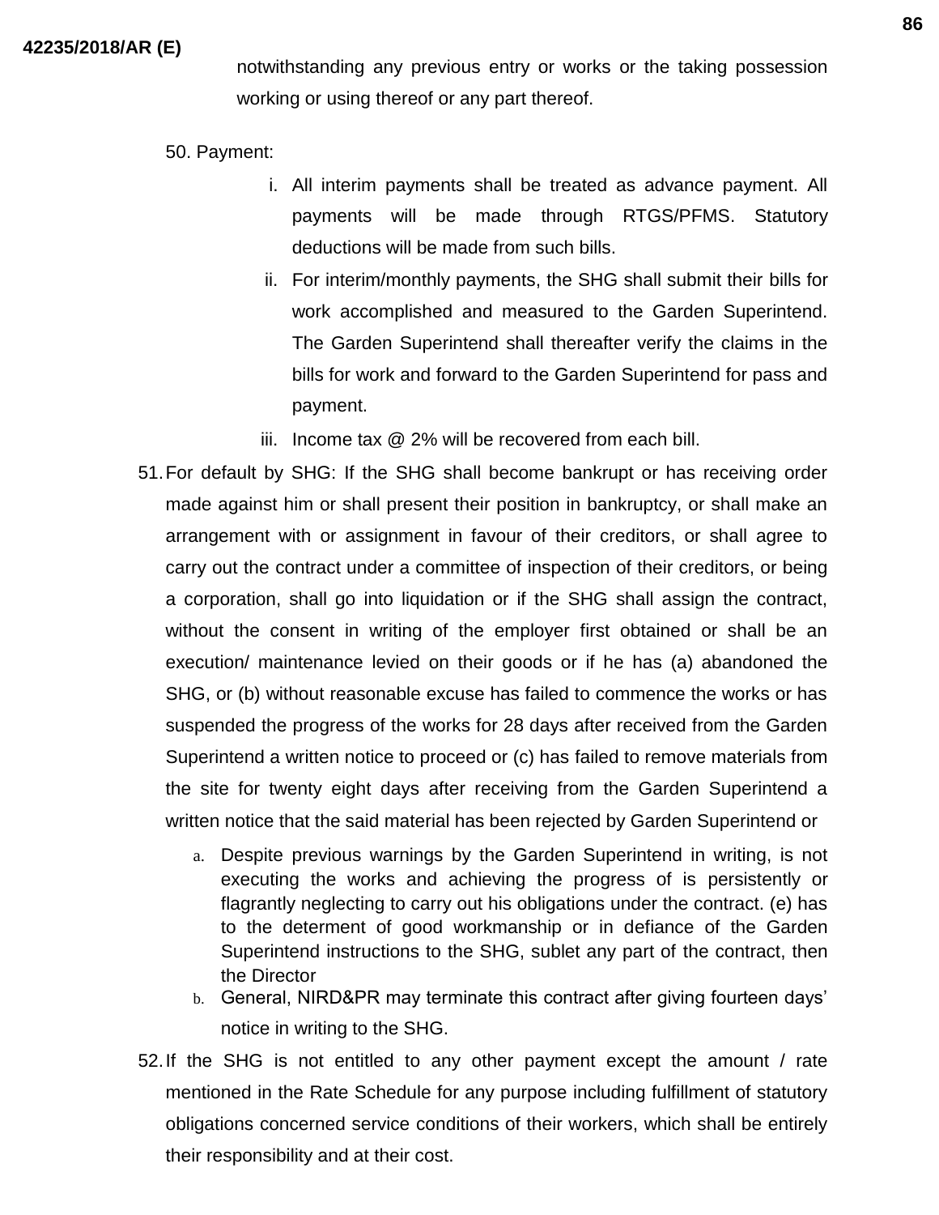notwithstanding any previous entry or works or the taking possession working or using thereof or any part thereof.

50. Payment:

    i. All interim payments shall be treated as advance payment. All payments will be made through RTGS/PFMS. Statutory deductions will be made from such bills.
    ii. For interim/monthly payments, the SHG shall submit their bills for work accomplished and measured to the Garden Superintend. The Garden Superintend shall thereafter verify the claims in the bills for work and forward to the Garden Superintend for pass and payment.
    iii. Income tax @ 2% will be recovered from each bill.

51. For default by SHG: If the SHG shall become bankrupt or has receiving order made against him or shall present their position in bankruptcy, or shall make an arrangement with or assignment in favour of their creditors, or shall agree to carry out the contract under a committee of inspection of their creditors, or being a corporation, shall go into liquidation or if the SHG shall assign the contract, without the consent in writing of the employer first obtained or shall be an execution/ maintenance levied on their goods or if he has (a) abandoned the SHG, or (b) without reasonable excuse has failed to commence the works or has suspended the progress of the works for 28 days after received from the Garden Superintend a written notice to proceed or (c) has failed to remove materials from the site for twenty eight days after receiving from the Garden Superintend a written notice that the said material has been rejected by Garden Superintend or

    a. Despite previous warnings by the Garden Superintend in writing, is not executing the works and achieving the progress of is persistently or flagrantly neglecting to carry out his obligations under the contract. (e) has to the determent of good workmanship or in defiance of the Garden Superintend instructions to the SHG, sublet any part of the contract, then the Director
    b. General, NIRD&PR may terminate this contract after giving fourteen days' notice in writing to the SHG.

52. If the SHG is not entitled to any other payment except the amount / rate mentioned in the Rate Schedule for any purpose including fulfillment of statutory obligations concerned service conditions of their workers, which shall be entirely their responsibility and at their cost.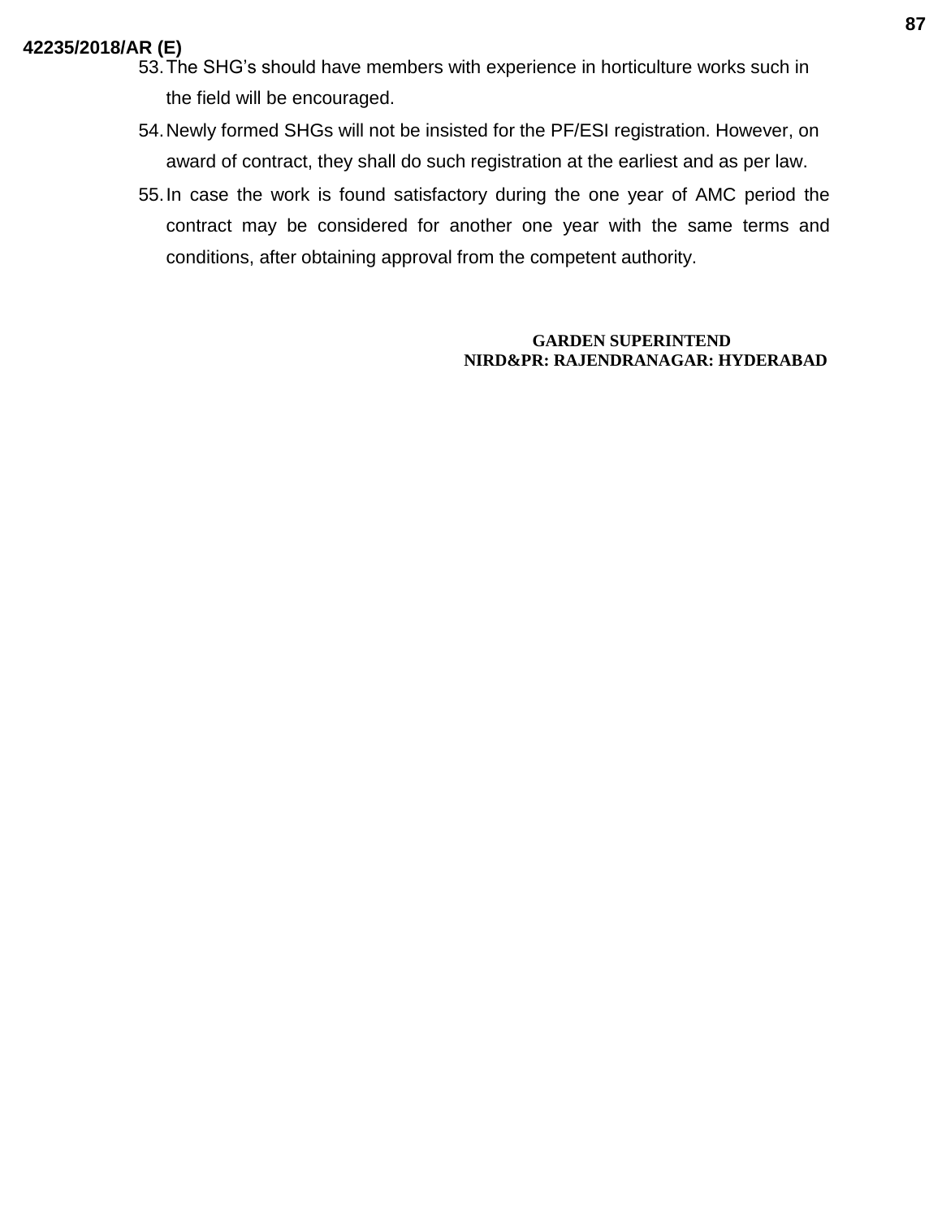53. The SHG's should have members with experience in horticulture works such in the field will be encouraged.
54. Newly formed SHGs will not be insisted for the PF/ESI registration. However, on award of contract, they shall do such registration at the earliest and as per law.
55. In case the work is found satisfactory during the one year of AMC period the contract may be considered for another one year with the same terms and conditions, after obtaining approval from the competent authority.

**GARDEN SUPERINTEND**
**NIRD&PR: RAJENDRANAGAR: HYDERABAD**